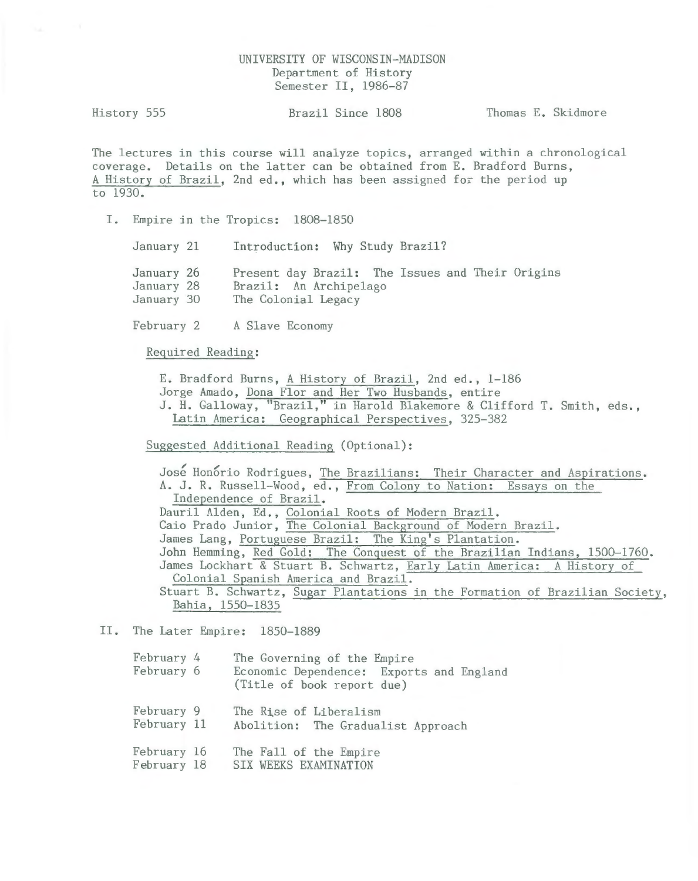UNIVERSITY OF WISCONSIN-MADISON
Department of History
Semester II, 1986-87

History 555 — Brazil Since 1808 — Thomas E. Skidmore

The lectures in this course will analyze topics, arranged within a chronological coverage. Details on the latter can be obtained from E. Bradford Burns, A History of Brazil, 2nd ed., which has been assigned for the period up to 1930.

## I. Empire in the Tropics: 1808-1850

January 21 — Introduction: Why Study Brazil?

January 26 — Present day Brazil: The Issues and Their Origins
January 28 — Brazil: An Archipelago
January 30 — The Colonial Legacy

February 2 — A Slave Economy

Required Reading:

E. Bradford Burns, A History of Brazil, 2nd ed., 1-186
Jorge Amado, Dona Flor and Her Two Husbands, entire
J. H. Galloway, "Brazil," in Harold Blakemore & Clifford T. Smith, eds., Latin America: Geographical Perspectives, 325-382

Suggested Additional Reading (Optional):

José Honório Rodrigues, The Brazilians: Their Character and Aspirations.
A. J. R. Russell-Wood, ed., From Colony to Nation: Essays on the Independence of Brazil.
Dauril Alden, Ed., Colonial Roots of Modern Brazil.
Caio Prado Junior, The Colonial Background of Modern Brazil.
James Lang, Portuguese Brazil: The King's Plantation.
John Hemming, Red Gold: The Conquest of the Brazilian Indians, 1500-1760.
James Lockhart & Stuart B. Schwartz, Early Latin America: A History of Colonial Spanish America and Brazil.
Stuart B. Schwartz, Sugar Plantations in the Formation of Brazilian Society, Bahia, 1550-1835

## II. The Later Empire: 1850-1889

February 4 — The Governing of the Empire
February 6 — Economic Dependence: Exports and England (Title of book report due)

February 9 — The Rise of Liberalism
February 11 — Abolition: The Gradualist Approach

February 16 — The Fall of the Empire
February 18 — SIX WEEKS EXAMINATION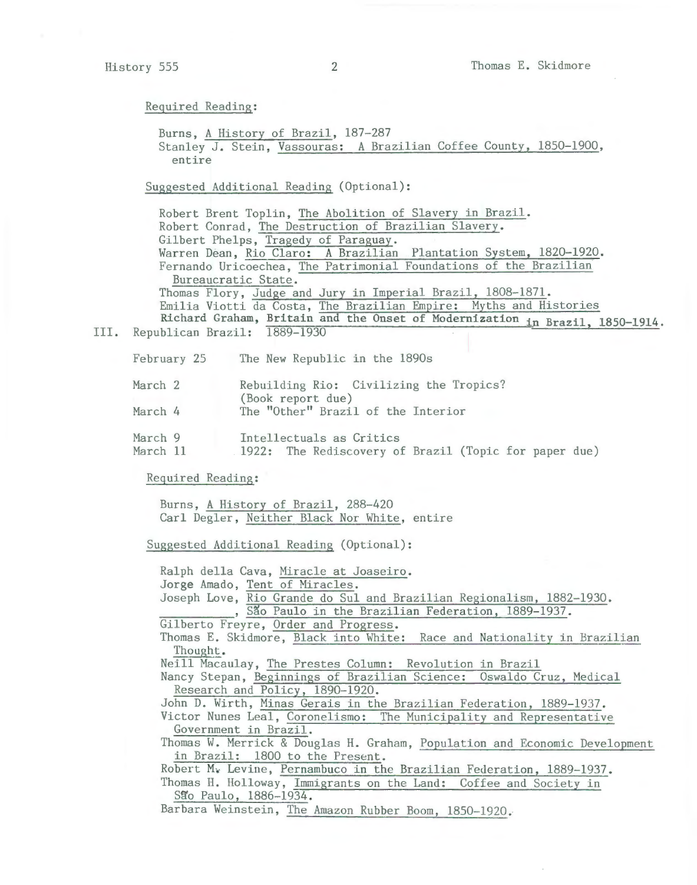Required Reading:

Burns, A History of Brazil, 187-287
Stanley J. Stein, Vassouras: A Brazilian Coffee County, 1850-1900, entire

Suggested Additional Reading (Optional):

Robert Brent Toplin, The Abolition of Slavery in Brazil.
Robert Conrad, The Destruction of Brazilian Slavery.
Gilbert Phelps, Tragedy of Paraguay.
Warren Dean, Rio Claro: A Brazilian Plantation System, 1820-1920.
Fernando Uricoechea, The Patrimonial Foundations of the Brazilian Bureaucratic State.
Thomas Flory, Judge and Jury in Imperial Brazil, 1808-1871.
Emilia Viotti da Costa, The Brazilian Empire: Myths and Histories
Richard Graham, Britain and the Onset of Modernization in Brazil, 1850-1914.

## III. Republican Brazil: 1889-1930

| | |
|---|---|
| February 25 | The New Republic in the 1890s |
| March 2 | Rebuilding Rio: Civilizing the Tropics? (Book report due) |
| March 4 | The "Other" Brazil of the Interior |
| March 9 | Intellectuals as Critics |
| March 11 | 1922: The Rediscovery of Brazil (Topic for paper due) |

Required Reading:

Burns, A History of Brazil, 288-420
Carl Degler, Neither Black Nor White, entire

Suggested Additional Reading (Optional):

Ralph della Cava, Miracle at Joaseiro.
Jorge Amado, Tent of Miracles.
Joseph Love, Rio Grande do Sul and Brazilian Regionalism, 1882-1930.
__________, São Paulo in the Brazilian Federation, 1889-1937.
Gilberto Freyre, Order and Progress.
Thomas E. Skidmore, Black into White: Race and Nationality in Brazilian Thought.
Neill Macaulay, The Prestes Column: Revolution in Brazil
Nancy Stepan, Beginnings of Brazilian Science: Oswaldo Cruz, Medical Research and Policy, 1890-1920.
John D. Wirth, Minas Gerais in the Brazilian Federation, 1889-1937.
Victor Nunes Leal, Coronelismo: The Municipality and Representative Government in Brazil.
Thomas W. Merrick & Douglas H. Graham, Population and Economic Development in Brazil: 1800 to the Present.
Robert M. Levine, Pernambuco in the Brazilian Federation, 1889-1937.
Thomas H. Holloway, Immigrants on the Land: Coffee and Society in São Paulo, 1886-1934.
Barbara Weinstein, The Amazon Rubber Boom, 1850-1920.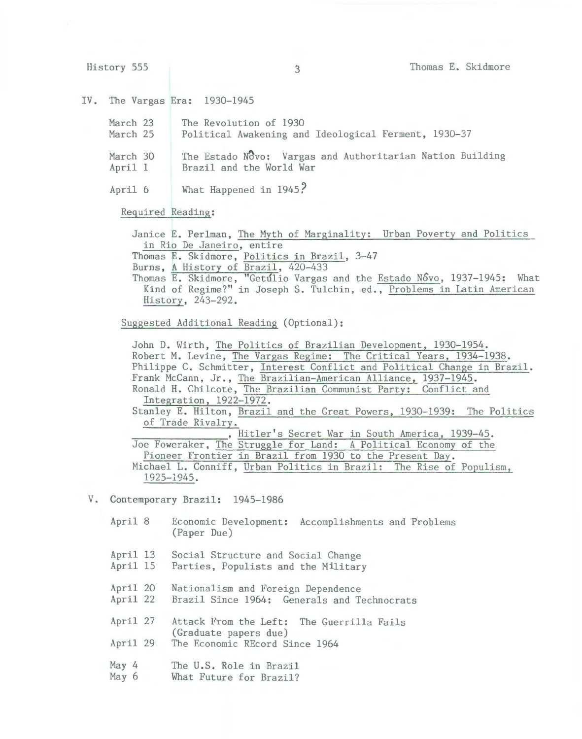## IV. The Vargas Era: 1930-1945

| | |
|---|---|
| March 23 | The Revolution of 1930 |
| March 25 | Political Awakening and Ideological Ferment, 1930-37 |
| March 30 | The Estado Nôvo: Vargas and Authoritarian Nation Building |
| April 1 | Brazil and the World War |
| April 6 | What Happened in 1945? |

Required Reading:

- Janice E. Perlman, The Myth of Marginality: Urban Poverty and Politics in Rio De Janeiro, entire
- Thomas E. Skidmore, Politics in Brazil, 3-47
- Burns, A History of Brazil, 420-433
- Thomas E. Skidmore, "Getúlio Vargas and the Estado Nôvo, 1937-1945: What Kind of Regime?" in Joseph S. Tulchin, ed., Problems in Latin American History, 243-292.

Suggested Additional Reading (Optional):

- John D. Wirth, The Politics of Brazilian Development, 1930-1954.
- Robert M. Levine, The Vargas Regime: The Critical Years, 1934-1938.
- Philippe C. Schmitter, Interest Conflict and Political Change in Brazil.
- Frank McCann, Jr., The Brazilian-American Alliance, 1937-1945.
- Ronald H. Chilcote, The Brazilian Communist Party: Conflict and Integration, 1922-1972.
- Stanley E. Hilton, Brazil and the Great Powers, 1930-1939: The Politics of Trade Rivalry.
- ______________, Hitler's Secret War in South America, 1939-45.
- Joe Foweraker, The Struggle for Land: A Political Economy of the Pioneer Frontier in Brazil from 1930 to the Present Day.
- Michael L. Conniff, Urban Politics in Brazil: The Rise of Populism, 1925-1945.

## V. Contemporary Brazil: 1945-1986

| | |
|---|---|
| April 8 | Economic Development: Accomplishments and Problems (Paper Due) |
| April 13 | Social Structure and Social Change |
| April 15 | Parties, Populists and the Military |
| April 20 | Nationalism and Foreign Dependence |
| April 22 | Brazil Since 1964: Generals and Technocrats |
| April 27 | Attack From the Left: The Guerrilla Fails (Graduate papers due) |
| April 29 | The Economic REcord Since 1964 |
| May 4 | The U.S. Role in Brazil |
| May 6 | What Future for Brazil? |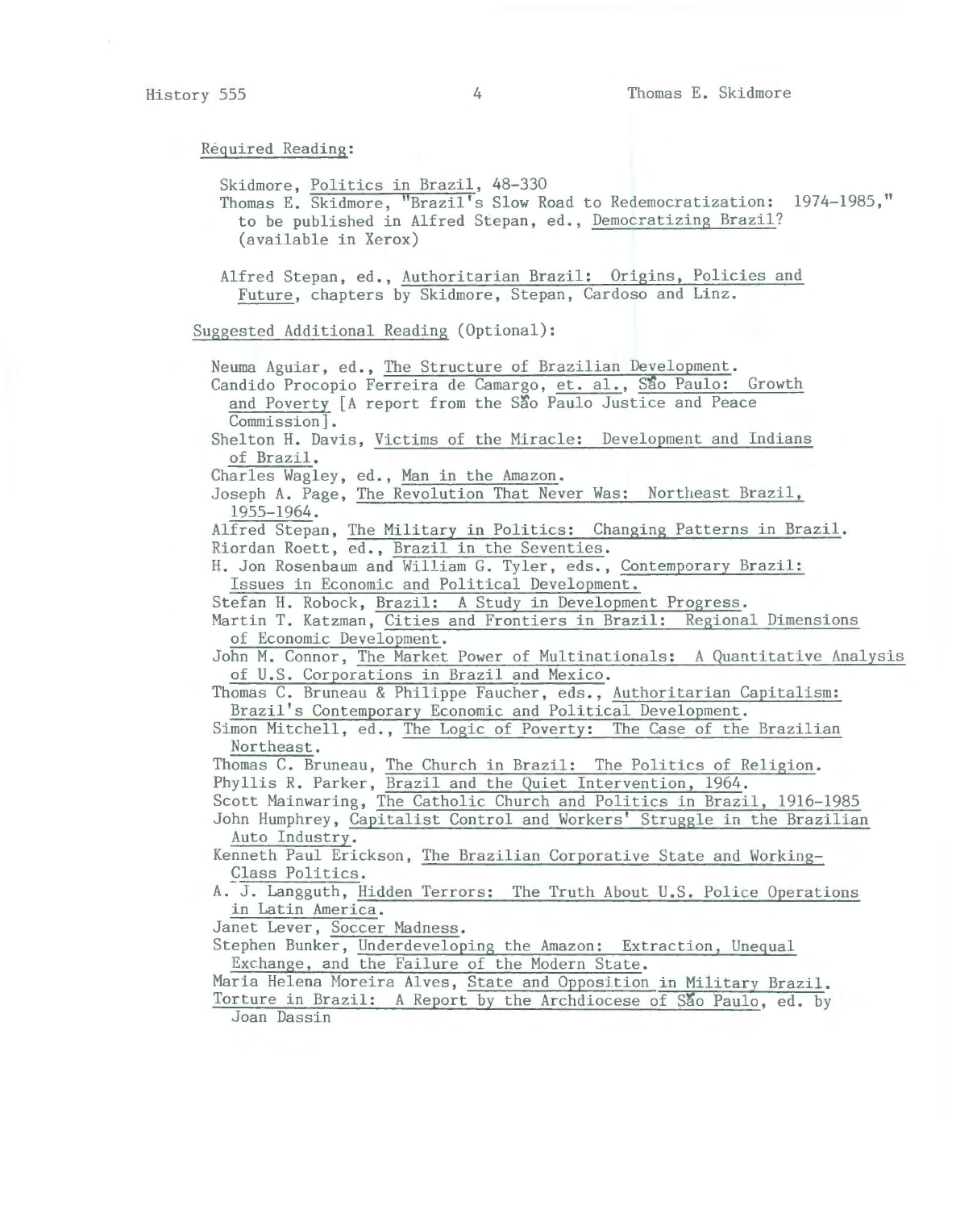Required Reading:

Skidmore, Politics in Brazil, 48-330
Thomas E. Skidmore, "Brazil's Slow Road to Redemocratization: 1974-1985," to be published in Alfred Stepan, ed., Democratizing Brazil? (available in Xerox)

Alfred Stepan, ed., Authoritarian Brazil: Origins, Policies and Future, chapters by Skidmore, Stepan, Cardoso and Linz.

Suggested Additional Reading (Optional):

Neuma Aguiar, ed., The Structure of Brazilian Development.
Candido Procopio Ferreira de Camargo, et. al., São Paulo: Growth and Poverty [A report from the São Paulo Justice and Peace Commission].
Shelton H. Davis, Victims of the Miracle: Development and Indians of Brazil.
Charles Wagley, ed., Man in the Amazon.
Joseph A. Page, The Revolution That Never Was: Northeast Brazil, 1955-1964.
Alfred Stepan, The Military in Politics: Changing Patterns in Brazil.
Riordan Roett, ed., Brazil in the Seventies.
H. Jon Rosenbaum and William G. Tyler, eds., Contemporary Brazil: Issues in Economic and Political Development.
Stefan H. Robock, Brazil: A Study in Development Progress.
Martin T. Katzman, Cities and Frontiers in Brazil: Regional Dimensions of Economic Development.
John M. Connor, The Market Power of Multinationals: A Quantitative Analysis of U.S. Corporations in Brazil and Mexico.
Thomas C. Bruneau & Philippe Faucher, eds., Authoritarian Capitalism: Brazil's Contemporary Economic and Political Development.
Simon Mitchell, ed., The Logic of Poverty: The Case of the Brazilian Northeast.
Thomas C. Bruneau, The Church in Brazil: The Politics of Religion.
Phyllis R. Parker, Brazil and the Quiet Intervention, 1964.
Scott Mainwaring, The Catholic Church and Politics in Brazil, 1916-1985
John Humphrey, Capitalist Control and Workers' Struggle in the Brazilian Auto Industry.
Kenneth Paul Erickson, The Brazilian Corporative State and Working-Class Politics.
A. J. Langguth, Hidden Terrors: The Truth About U.S. Police Operations in Latin America.
Janet Lever, Soccer Madness.
Stephen Bunker, Underdeveloping the Amazon: Extraction, Unequal Exchange, and the Failure of the Modern State.
Maria Helena Moreira Alves, State and Opposition in Military Brazil.
Torture in Brazil: A Report by the Archdiocese of São Paulo, ed. by Joan Dassin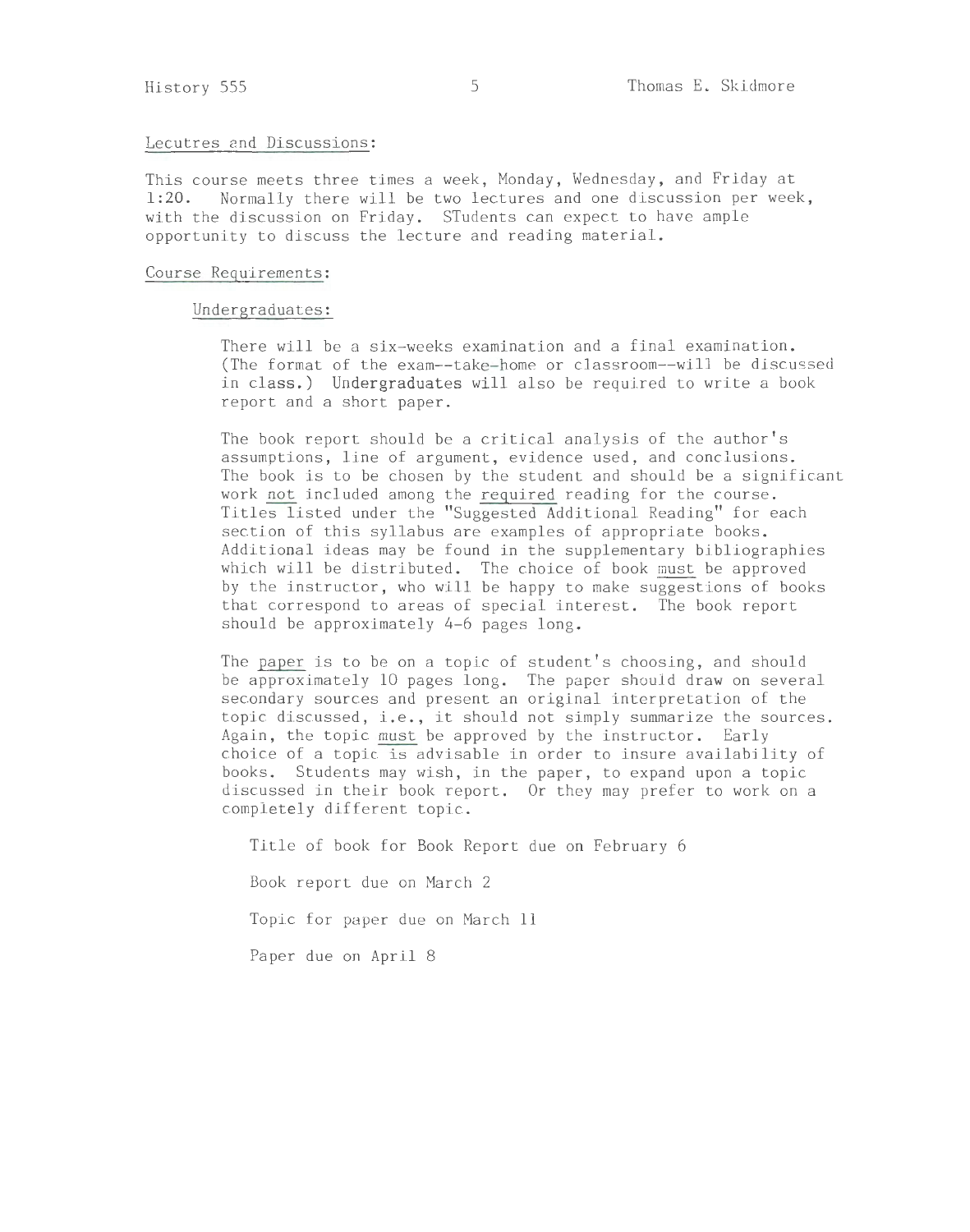## Lecutres and Discussions:

This course meets three times a week, Monday, Wednesday, and Friday at 1:20. Normally there will be two lectures and one discussion per week, with the discussion on Friday. STudents can expect to have ample opportunity to discuss the lecture and reading material.

## Course Requirements:

### Undergraduates:

There will be a six-weeks examination and a final examination. (The format of the exam--take-home or classroom--will be discussed in class.) Undergraduates will also be required to write a book report and a short paper.

The book report should be a critical analysis of the author's assumptions, line of argument, evidence used, and conclusions. The book is to be chosen by the student and should be a significant work _not_ included among the _required_ reading for the course. Titles listed under the "Suggested Additional Reading" for each section of this syllabus are examples of appropriate books. Additional ideas may be found in the supplementary bibliographies which will be distributed. The choice of book _must_ be approved by the instructor, who will be happy to make suggestions of books that correspond to areas of special interest. The book report should be approximately 4-6 pages long.

The _paper_ is to be on a topic of student's choosing, and should be approximately 10 pages long. The paper should draw on several secondary sources and present an original interpretation of the topic discussed, i.e., it should not simply summarize the sources. Again, the topic _must_ be approved by the instructor. Early choice of a topic is advisable in order to insure availability of books. Students may wish, in the paper, to expand upon a topic discussed in their book report. Or they may prefer to work on a completely different topic.

Title of book for Book Report due on February 6

Book report due on March 2

Topic for paper due on March 11

Paper due on April 8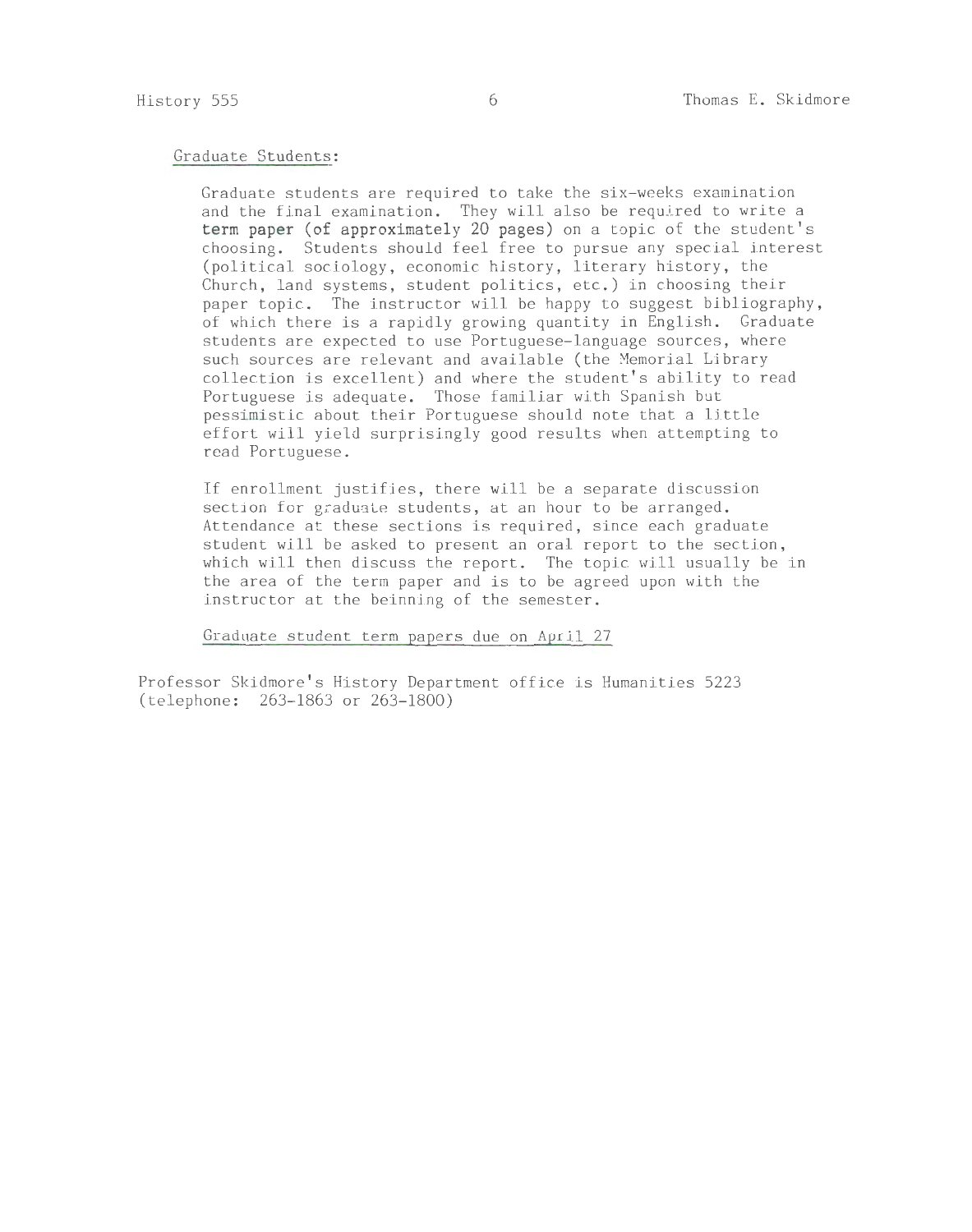## Graduate Students:

Graduate students are required to take the six-weeks examination and the final examination. They will also be required to write a **term paper (of approximately 20 pages)** on a topic of the student's choosing. Students should feel free to pursue any special interest (political sociology, economic history, literary history, the Church, land systems, student politics, etc.) in choosing their paper topic. The instructor will be happy to suggest bibliography, of which there is a rapidly growing quantity in English. Graduate students are expected to use Portuguese-language sources, where such sources are relevant and available (the Memorial Library collection is excellent) and where the student's ability to read Portuguese is adequate. Those familiar with Spanish but pessimistic about their Portuguese should note that a little effort will yield surprisingly good results when attempting to read Portuguese.

If enrollment justifies, there will be a separate discussion section for graduate students, at an hour to be arranged. Attendance at these sections is required, since each graduate student will be asked to present an oral report to the section, which will then discuss the report. The topic will usually be in the area of the term paper and is to be agreed upon with the instructor at the beinning of the semester.

<u>Graduate student term papers due on April 27</u>

Professor Skidmore's History Department office is Humanities 5223 (telephone: 263-1863 or 263-1800)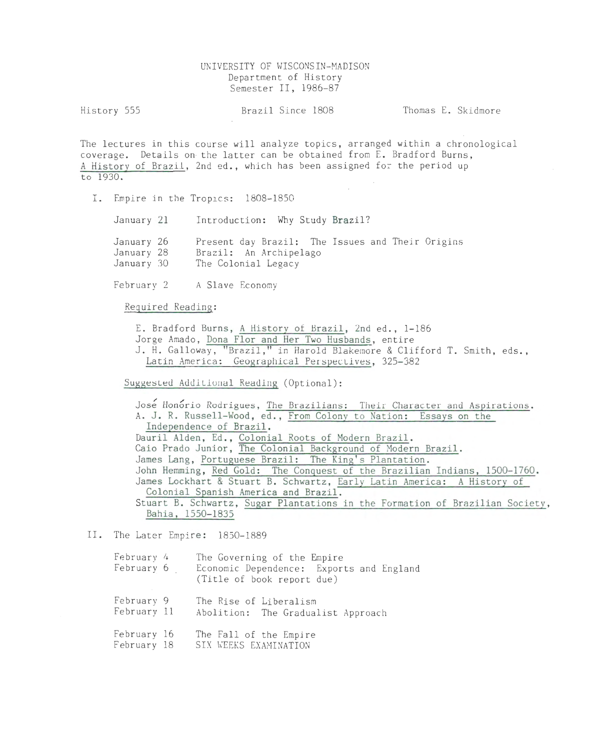UNIVERSITY OF WISCONSIN-MADISON
Department of History
Semester II, 1986-87

History 555 | Brazil Since 1808 | Thomas E. Skidmore

The lectures in this course will analyze topics, arranged within a chronological coverage. Details on the latter can be obtained from E. Bradford Burns, A History of Brazil, 2nd ed., which has been assigned for the period up to 1930.

I. Empire in the Tropics: 1808-1850

- January 21 — Introduction: Why Study Brazil?
- January 26 — Present day Brazil: The Issues and Their Origins
- January 28 — Brazil: An Archipelago
- January 30 — The Colonial Legacy
- February 2 — A Slave Economy

Required Reading:

E. Bradford Burns, A History of Brazil, 2nd ed., 1-186
Jorge Amado, Dona Flor and Her Two Husbands, entire
J. H. Galloway, "Brazil," in Harold Blakemore & Clifford T. Smith, eds., Latin America: Geographical Perspectives, 325-382

Suggested Additional Reading (Optional):

José Honório Rodrigues, The Brazilians: Their Character and Aspirations.
A. J. R. Russell-Wood, ed., From Colony to Nation: Essays on the Independence of Brazil.
Dauril Alden, Ed., Colonial Roots of Modern Brazil.
Caio Prado Junior, The Colonial Background of Modern Brazil.
James Lang, Portuguese Brazil: The King's Plantation.
John Hemming, Red Gold: The Conquest of the Brazilian Indians, 1500-1760.
James Lockhart & Stuart B. Schwartz, Early Latin America: A History of Colonial Spanish America and Brazil.
Stuart B. Schwartz, Sugar Plantations in the Formation of Brazilian Society, Bahia, 1550-1835

II. The Later Empire: 1850-1889

- February 4 — The Governing of the Empire
- February 6 — Economic Dependence: Exports and England (Title of book report due)
- February 9 — The Rise of Liberalism
- February 11 — Abolition: The Gradualist Approach
- February 16 — The Fall of the Empire
- February 18 — SIX WEEKS EXAMINATION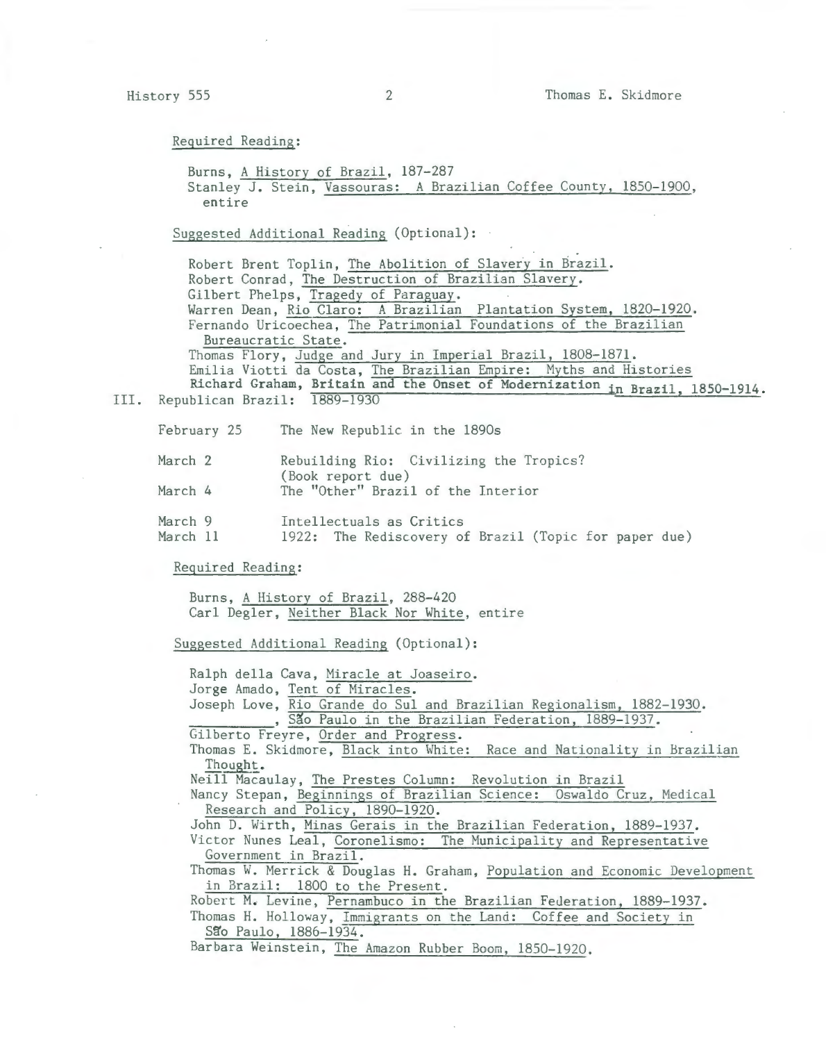Required Reading:

Burns, A History of Brazil, 187-287
Stanley J. Stein, Vassouras: A Brazilian Coffee County, 1850-1900, entire

Suggested Additional Reading (Optional):

Robert Brent Toplin, The Abolition of Slavery in Brazil.
Robert Conrad, The Destruction of Brazilian Slavery.
Gilbert Phelps, Tragedy of Paraguay.
Warren Dean, Rio Claro: A Brazilian Plantation System, 1820-1920.
Fernando Uricoechea, The Patrimonial Foundations of the Brazilian Bureaucratic State.
Thomas Flory, Judge and Jury in Imperial Brazil, 1808-1871.
Emilia Viotti da Costa, The Brazilian Empire: Myths and Histories
**Richard Graham, Britain and the Onset of Modernization in Brazil, 1850-1914.**

## III. Republican Brazil: 1889-1930

| | |
|---|---|
| February 25 | The New Republic in the 1890s |
| March 2 | Rebuilding Rio: Civilizing the Tropics? (Book report due) |
| March 4 | The "Other" Brazil of the Interior |
| March 9 | Intellectuals as Critics |
| March 11 | 1922: The Rediscovery of Brazil (Topic for paper due) |

Required Reading:

Burns, A History of Brazil, 288-420
Carl Degler, Neither Black Nor White, entire

Suggested Additional Reading (Optional):

Ralph della Cava, Miracle at Joaseiro.
Jorge Amado, Tent of Miracles.
Joseph Love, Rio Grande do Sul and Brazilian Regionalism, 1882-1930.
\_\_\_\_\_\_\_\_\_\_, São Paulo in the Brazilian Federation, 1889-1937.
Gilberto Freyre, Order and Progress.
Thomas E. Skidmore, Black into White: Race and Nationality in Brazilian Thought.
Neill Macaulay, The Prestes Column: Revolution in Brazil
Nancy Stepan, Beginnings of Brazilian Science: Oswaldo Cruz, Medical Research and Policy, 1890-1920.
John D. Wirth, Minas Gerais in the Brazilian Federation, 1889-1937.
Victor Nunes Leal, Coronelismo: The Municipality and Representative Government in Brazil.
Thomas W. Merrick & Douglas H. Graham, Population and Economic Development in Brazil: 1800 to the Present.
Robert M. Levine, Pernambuco in the Brazilian Federation, 1889-1937.
Thomas H. Holloway, Immigrants on the Land: Coffee and Society in São Paulo, 1886-1934.
Barbara Weinstein, The Amazon Rubber Boom, 1850-1920.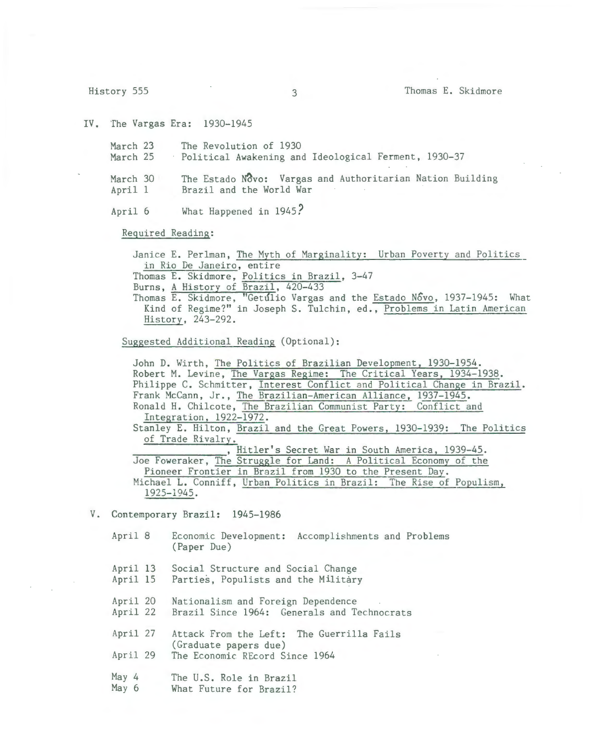## IV. The Vargas Era: 1930-1945

| | |
|---|---|
| March 23 | The Revolution of 1930 |
| March 25 | Political Awakening and Ideological Ferment, 1930-37 |
| March 30 | The Estado Nôvo: Vargas and Authoritarian Nation Building |
| April 1 | Brazil and the World War |
| April 6 | What Happened in 1945? |

Required Reading:

- Janice E. Perlman, The Myth of Marginality: Urban Poverty and Politics in Rio De Janeiro, entire
- Thomas E. Skidmore, Politics in Brazil, 3-47
- Burns, A History of Brazil, 420-433
- Thomas E. Skidmore, "Getúlio Vargas and the Estado Nôvo, 1937-1945: What Kind of Regime?" in Joseph S. Tulchin, ed., Problems in Latin American History, 243-292.

Suggested Additional Reading (Optional):

- John D. Wirth, The Politics of Brazilian Development, 1930-1954.
- Robert M. Levine, The Vargas Regime: The Critical Years, 1934-1938.
- Philippe C. Schmitter, Interest Conflict and Political Change in Brazil.
- Frank McCann, Jr., The Brazilian-American Alliance, 1937-1945.
- Ronald H. Chilcote, The Brazilian Communist Party: Conflict and Integration, 1922-1972.
- Stanley E. Hilton, Brazil and the Great Powers, 1930-1939: The Politics of Trade Rivalry.
- _______________, Hitler's Secret War in South America, 1939-45.
- Joe Foweraker, The Struggle for Land: A Political Economy of the Pioneer Frontier in Brazil from 1930 to the Present Day.
- Michael L. Conniff, Urban Politics in Brazil: The Rise of Populism, 1925-1945.

## V. Contemporary Brazil: 1945-1986

| | |
|---|---|
| April 8 | Economic Development: Accomplishments and Problems (Paper Due) |
| April 13 | Social Structure and Social Change |
| April 15 | Parties, Populists and the Military |
| April 20 | Nationalism and Foreign Dependence |
| April 22 | Brazil Since 1964: Generals and Technocrats |
| April 27 | Attack From the Left: The Guerrilla Fails (Graduate papers due) |
| April 29 | The Economic REcord Since 1964 |
| May 4 | The U.S. Role in Brazil |
| May 6 | What Future for Brazil? |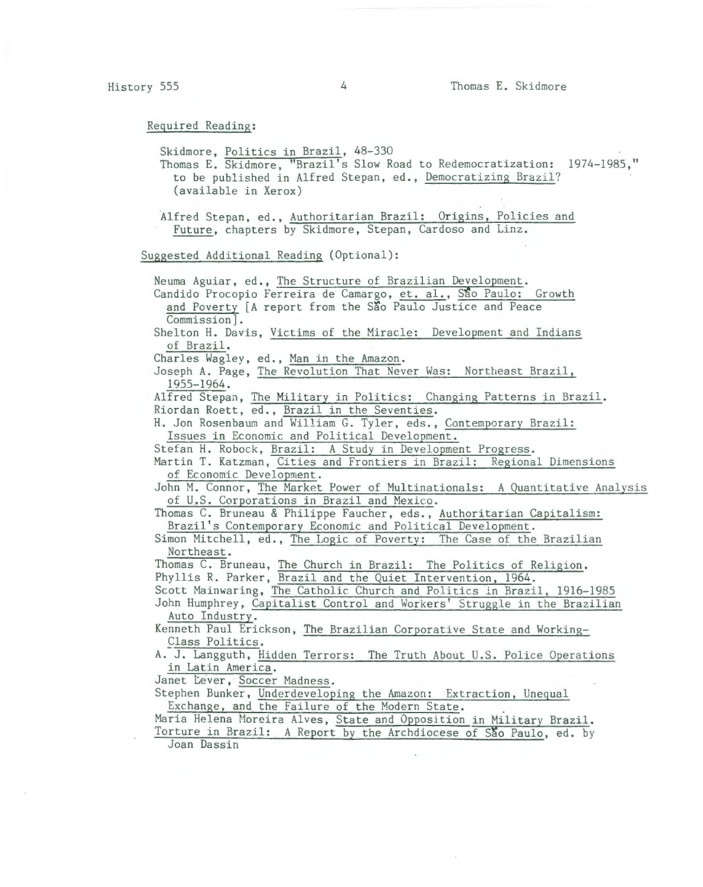Required Reading:

Skidmore, Politics in Brazil, 48-330
Thomas E. Skidmore, "Brazil's Slow Road to Redemocratization: 1974-1985," to be published in Alfred Stepan, ed., Democratizing Brazil? (available in Xerox)

Alfred Stepan, ed., Authoritarian Brazil: Origins, Policies and Future, chapters by Skidmore, Stepan, Cardoso and Linz.

Suggested Additional Reading (Optional):

Neuma Aguiar, ed., The Structure of Brazilian Development.
Candido Procopio Ferreira de Camargo, et. al., São Paulo: Growth and Poverty [A report from the São Paulo Justice and Peace Commission].
Shelton H. Davis, Victims of the Miracle: Development and Indians of Brazil.
Charles Wagley, ed., Man in the Amazon.
Joseph A. Page, The Revolution That Never Was: Northeast Brazil, 1955-1964.
Alfred Stepan, The Military in Politics: Changing Patterns in Brazil.
Riordan Roett, ed., Brazil in the Seventies.
H. Jon Rosenbaum and William G. Tyler, eds., Contemporary Brazil: Issues in Economic and Political Development.
Stefan H. Robock, Brazil: A Study in Development Progress.
Martin T. Katzman, Cities and Frontiers in Brazil: Regional Dimensions of Economic Development.
John M. Connor, The Market Power of Multinationals: A Quantitative Analysis of U.S. Corporations in Brazil and Mexico.
Thomas C. Bruneau & Philippe Faucher, eds., Authoritarian Capitalism: Brazil's Contemporary Economic and Political Development.
Simon Mitchell, ed., The Logic of Poverty: The Case of the Brazilian Northeast.
Thomas C. Bruneau, The Church in Brazil: The Politics of Religion.
Phyllis R. Parker, Brazil and the Quiet Intervention, 1964.
Scott Mainwaring, The Catholic Church and Politics in Brazil, 1916-1985
John Humphrey, Capitalist Control and Workers' Struggle in the Brazilian Auto Industry.
Kenneth Paul Erickson, The Brazilian Corporative State and Working-Class Politics.
A. J. Langguth, Hidden Terrors: The Truth About U.S. Police Operations in Latin America.
Janet Lever, Soccer Madness.
Stephen Bunker, Underdeveloping the Amazon: Extraction, Unequal Exchange, and the Failure of the Modern State.
Maria Helena Moreira Alves, State and Opposition in Military Brazil.
Torture in Brazil: A Report by the Archdiocese of São Paulo, ed. by Joan Dassin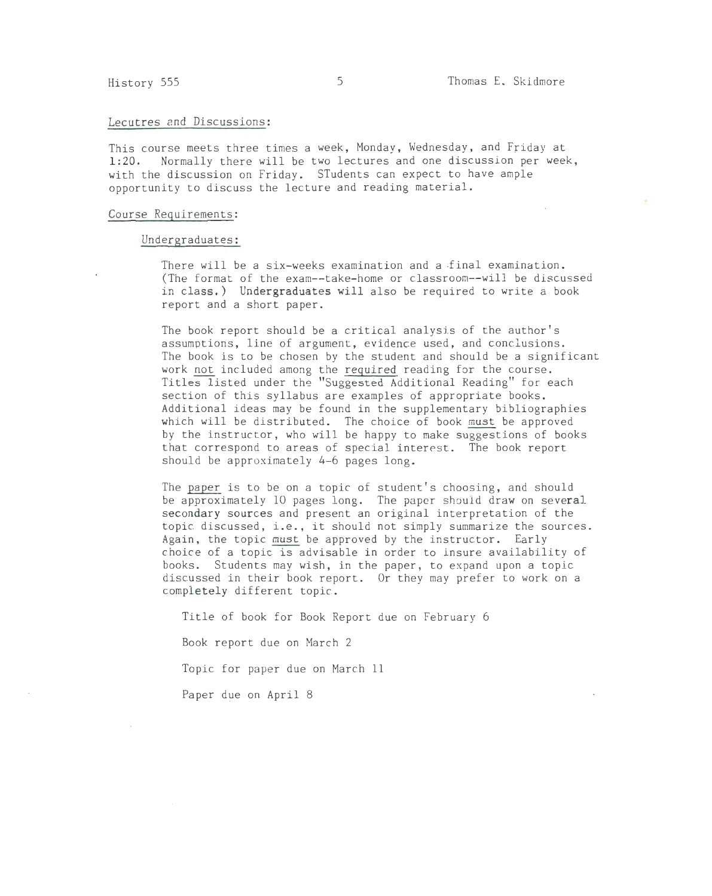## Lecutres and Discussions:

This course meets three times a week, Monday, Wednesday, and Friday at 1:20. Normally there will be two lectures and one discussion per week, with the discussion on Friday. STudents can expect to have ample opportunity to discuss the lecture and reading material.

## Course Requirements:

### Undergraduates:

There will be a six-weeks examination and a final examination. (The format of the exam--take-home or classroom--will be discussed in class.) Undergraduates will also be required to write a book report and a short paper.

The book report should be a critical analysis of the author's assumptions, line of argument, evidence used, and conclusions. The book is to be chosen by the student and should be a significant work not included among the required reading for the course. Titles listed under the "Suggested Additional Reading" for each section of this syllabus are examples of appropriate books. Additional ideas may be found in the supplementary bibliographies which will be distributed. The choice of book must be approved by the instructor, who will be happy to make suggestions of books that correspond to areas of special interest. The book report should be approximately 4-6 pages long.

The paper is to be on a topic of student's choosing, and should be approximately 10 pages long. The paper should draw on several secondary sources and present an original interpretation of the topic discussed, i.e., it should not simply summarize the sources. Again, the topic must be approved by the instructor. Early choice of a topic is advisable in order to insure availability of books. Students may wish, in the paper, to expand upon a topic discussed in their book report. Or they may prefer to work on a completely different topic.

Title of book for Book Report due on February 6

Book report due on March 2

Topic for paper due on March 11

Paper due on April 8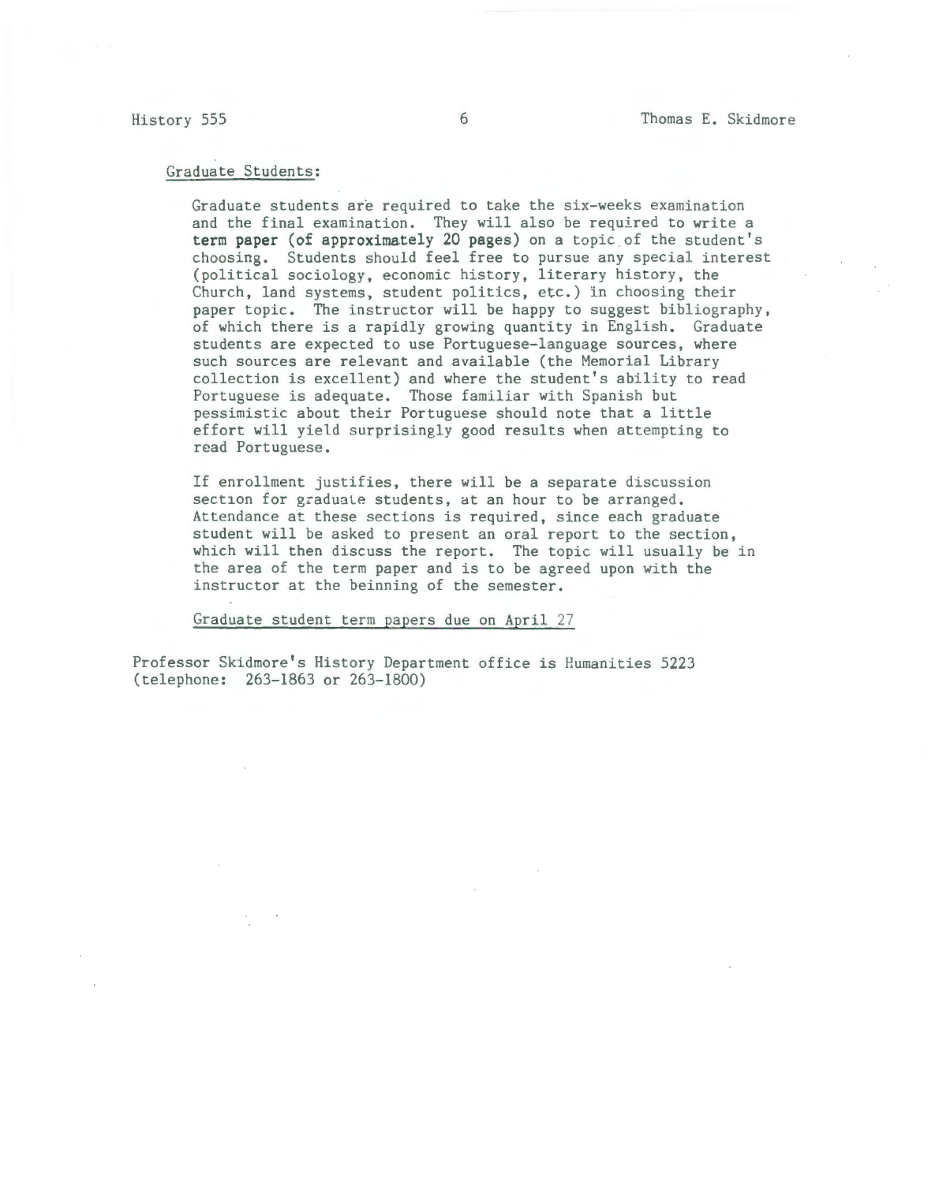Graduate Students:

Graduate students are required to take the six-weeks examination and the final examination. They will also be required to write a **term paper (of approximately 20 pages)** on a topic of the student's choosing. Students should feel free to pursue any special interest (political sociology, economic history, literary history, the Church, land systems, student politics, etc.) in choosing their paper topic. The instructor will be happy to suggest bibliography, of which there is a rapidly growing quantity in English. Graduate students are expected to use Portuguese-language sources, where such sources are relevant and available (the Memorial Library collection is excellent) and where the student's ability to read Portuguese is adequate. Those familiar with Spanish but pessimistic about their Portuguese should note that a little effort will yield surprisingly good results when attempting to read Portuguese.

If enrollment justifies, there will be a separate discussion section for graduate students, at an hour to be arranged. Attendance at these sections is required, since each graduate student will be asked to present an oral report to the section, which will then discuss the report. The topic will usually be in the area of the term paper and is to be agreed upon with the instructor at the beinning of the semester.

Graduate student term papers due on April 27

Professor Skidmore's History Department office is Humanities 5223 (telephone: 263-1863 or 263-1800)